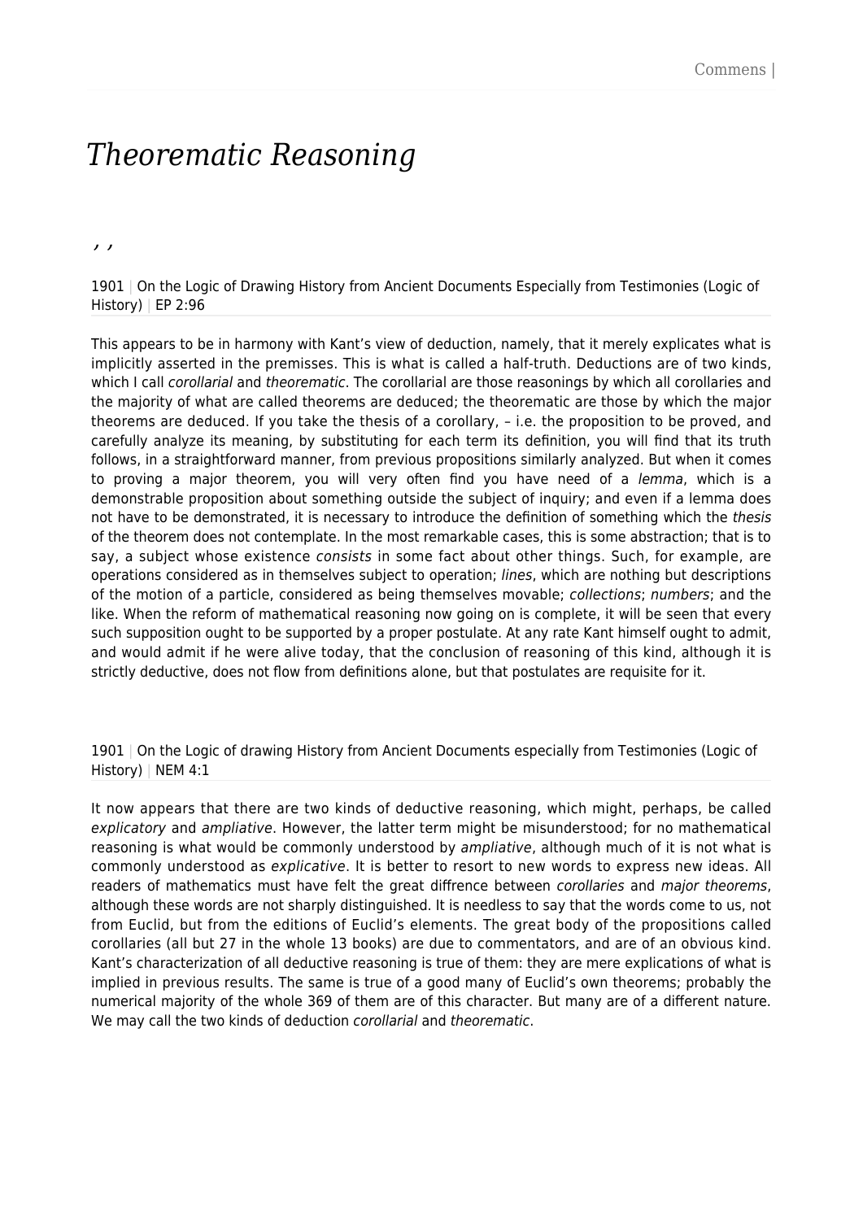# *Theorematic Reasoning*

, ,

1901 | On the Logic of Drawing History from Ancient Documents Especially from Testimonies (Logic of History) | EP 2:96

This appears to be in harmony with Kant's view of deduction, namely, that it merely explicates what is implicitly asserted in the premisses. This is what is called a half-truth. Deductions are of two kinds, which I call *corollarial* and *theorematic*. The corollarial are those reasonings by which all corollaries and the majority of what are called theorems are deduced; the theorematic are those by which the major theorems are deduced. If you take the thesis of a corollary, – i.e. the proposition to be proved, and carefully analyze its meaning, by substituting for each term its definition, you will find that its truth follows, in a straightforward manner, from previous propositions similarly analyzed. But when it comes to proving a major theorem, you will very often find you have need of a *lemma*, which is a demonstrable proposition about something outside the subject of inquiry; and even if a lemma does not have to be demonstrated, it is necessary to introduce the definition of something which the *thesis* of the theorem does not contemplate. In the most remarkable cases, this is some abstraction; that is to say, a subject whose existence *consists* in some fact about other things. Such, for example, are operations considered as in themselves subject to operation; *lines*, which are nothing but descriptions of the motion of a particle, considered as being themselves movable; *collections*; *numbers*; and the like. When the reform of mathematical reasoning now going on is complete, it will be seen that every such supposition ought to be supported by a proper postulate. At any rate Kant himself ought to admit, and would admit if he were alive today, that the conclusion of reasoning of this kind, although it is strictly deductive, does not flow from definitions alone, but that postulates are requisite for it.

1901 | On the Logic of drawing History from Ancient Documents especially from Testimonies (Logic of History) | NEM 4:1

It now appears that there are two kinds of deductive reasoning, which might, perhaps, be called *explicatory* and *ampliative*. However, the latter term might be misunderstood; for no mathematical reasoning is what would be commonly understood by *ampliative*, although much of it is not what is commonly understood as *explicative*. It is better to resort to new words to express new ideas. All readers of mathematics must have felt the great diffrence between *corollaries* and *major theorems*, although these words are not sharply distinguished. It is needless to say that the words come to us, not from Euclid, but from the editions of Euclid's elements. The great body of the propositions called corollaries (all but 27 in the whole 13 books) are due to commentators, and are of an obvious kind. Kant's characterization of all deductive reasoning is true of them: they are mere explications of what is implied in previous results. The same is true of a good many of Euclid's own theorems; probably the numerical majority of the whole 369 of them are of this character. But many are of a different nature. We may call the two kinds of deduction *corollarial* and *theorematic*.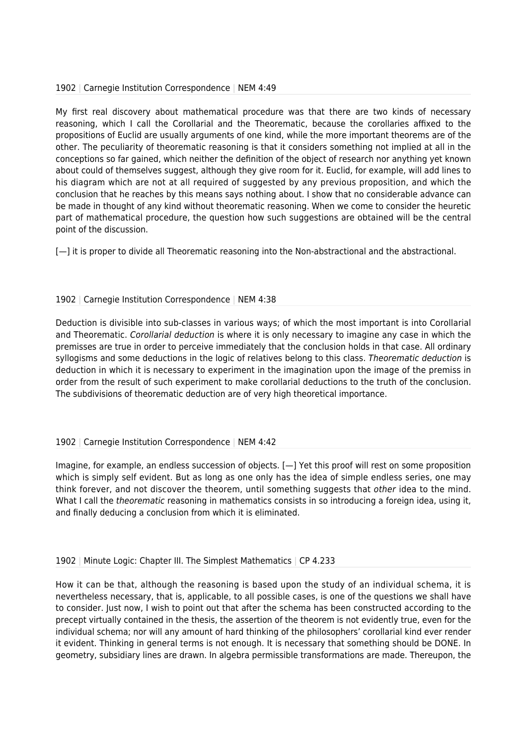1902 | Carnegie Institution Correspondence | NEM 4:49

My first real discovery about mathematical procedure was that there are two kinds of necessary reasoning, which I call the Corollarial and the Theorematic, because the corollaries affixed to the propositions of Euclid are usually arguments of one kind, while the more important theorems are of the other. The peculiarity of theorematic reasoning is that it considers something not implied at all in the conceptions so far gained, which neither the definition of the object of research nor anything yet known about could of themselves suggest, although they give room for it. Euclid, for example, will add lines to his diagram which are not at all required of suggested by any previous proposition, and which the conclusion that he reaches by this means says nothing about. I show that no considerable advance can be made in thought of any kind without theorematic reasoning. When we come to consider the heuretic part of mathematical procedure, the question how such suggestions are obtained will be the central point of the discussion.

[—] it is proper to divide all Theorematic reasoning into the Non-abstractional and the abstractional.

1902 | Carnegie Institution Correspondence | NEM 4:38

Deduction is divisible into sub-classes in various ways; of which the most important is into Corollarial and Theorematic. *Corollarial deduction* is where it is only necessary to imagine any case in which the premisses are true in order to perceive immediately that the conclusion holds in that case. All ordinary syllogisms and some deductions in the logic of relatives belong to this class. *Theorematic deduction* is deduction in which it is necessary to experiment in the imagination upon the image of the premiss in order from the result of such experiment to make corollarial deductions to the truth of the conclusion. The subdivisions of theorematic deduction are of very high theoretical importance.

1902 | Carnegie Institution Correspondence | NEM 4:42

Imagine, for example, an endless succession of objects. [—] Yet this proof will rest on some proposition which is simply self evident. But as long as one only has the idea of simple endless series, one may think forever, and not discover the theorem, until something suggests that *other* idea to the mind. What I call the *theorematic* reasoning in mathematics consists in so introducing a foreign idea, using it, and finally deducing a conclusion from which it is eliminated.

1902 | Minute Logic: Chapter III. The Simplest Mathematics | CP 4.233

How it can be that, although the reasoning is based upon the study of an individual schema, it is nevertheless necessary, that is, applicable, to all possible cases, is one of the questions we shall have to consider. Just now, I wish to point out that after the schema has been constructed according to the precept virtually contained in the thesis, the assertion of the theorem is not evidently true, even for the individual schema; nor will any amount of hard thinking of the philosophers' corollarial kind ever render it evident. Thinking in general terms is not enough. It is necessary that something should be DONE. In geometry, subsidiary lines are drawn. In algebra permissible transformations are made. Thereupon, the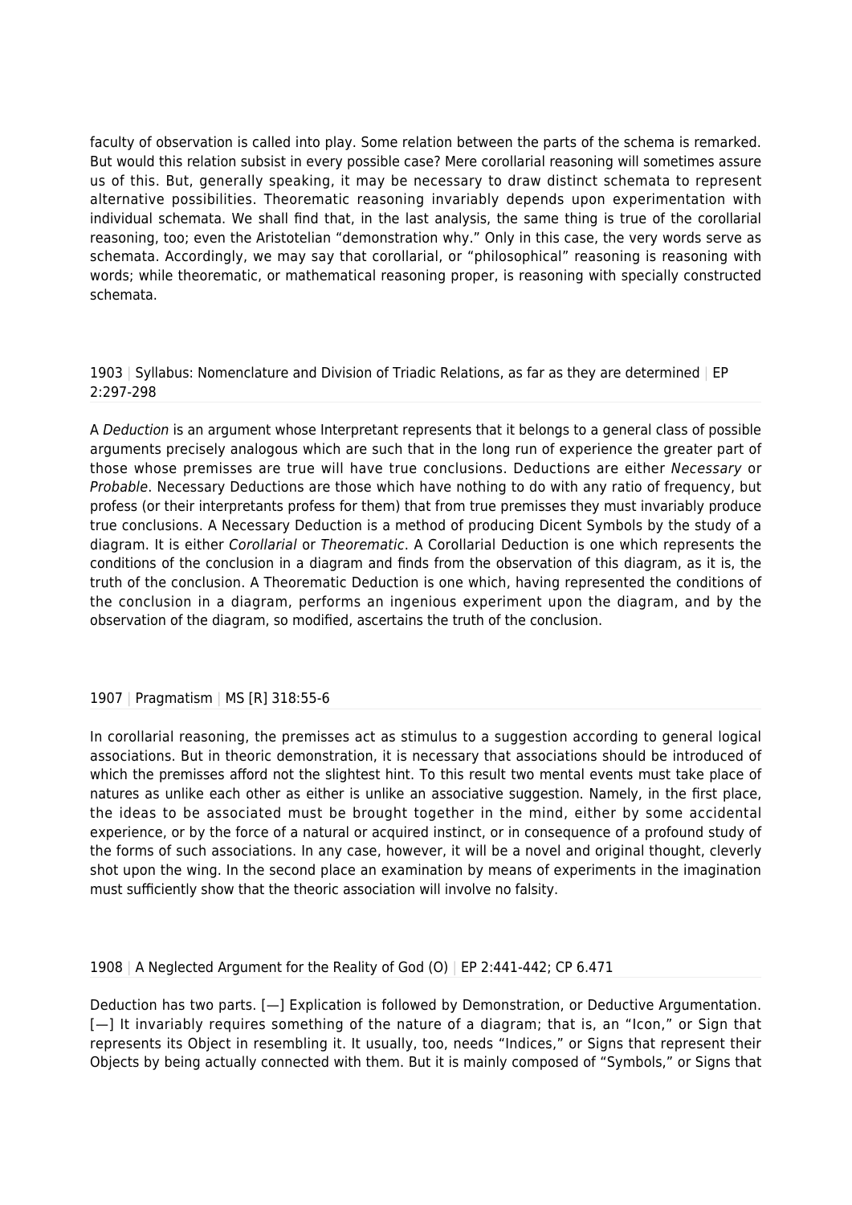faculty of observation is called into play. Some relation between the parts of the schema is remarked. But would this relation subsist in every possible case? Mere corollarial reasoning will sometimes assure us of this. But, generally speaking, it may be necessary to draw distinct schemata to represent alternative possibilities. Theorematic reasoning invariably depends upon experimentation with individual schemata. We shall find that, in the last analysis, the same thing is true of the corollarial reasoning, too; even the Aristotelian "demonstration why." Only in this case, the very words serve as schemata. Accordingly, we may say that corollarial, or "philosophical" reasoning is reasoning with words; while theorematic, or mathematical reasoning proper, is reasoning with specially constructed schemata.

1903 | Syllabus: Nomenclature and Division of Triadic Relations, as far as they are determined | EP 2:297-298

A *Deduction* is an argument whose Interpretant represents that it belongs to a general class of possible arguments precisely analogous which are such that in the long run of experience the greater part of those whose premisses are true will have true conclusions. Deductions are either *Necessary* or *Probable*. Necessary Deductions are those which have nothing to do with any ratio of frequency, but profess (or their interpretants profess for them) that from true premisses they must invariably produce true conclusions. A Necessary Deduction is a method of producing Dicent Symbols by the study of a diagram. It is either *Corollarial* or *Theorematic*. A Corollarial Deduction is one which represents the conditions of the conclusion in a diagram and finds from the observation of this diagram, as it is, the truth of the conclusion. A Theorematic Deduction is one which, having represented the conditions of the conclusion in a diagram, performs an ingenious experiment upon the diagram, and by the observation of the diagram, so modified, ascertains the truth of the conclusion.

1907 | Pragmatism | MS [R] 318:55-6

In corollarial reasoning, the premisses act as stimulus to a suggestion according to general logical associations. But in theoric demonstration, it is necessary that associations should be introduced of which the premisses afford not the slightest hint. To this result two mental events must take place of natures as unlike each other as either is unlike an associative suggestion. Namely, in the first place, the ideas to be associated must be brought together in the mind, either by some accidental experience, or by the force of a natural or acquired instinct, or in consequence of a profound study of the forms of such associations. In any case, however, it will be a novel and original thought, cleverly shot upon the wing. In the second place an examination by means of experiments in the imagination must sufficiently show that the theoric association will involve no falsity.

1908 | A Neglected Argument for the Reality of God (O) | EP 2:441-442; CP 6.471

Deduction has two parts. [—] Explication is followed by Demonstration, or Deductive Argumentation. [—] It invariably requires something of the nature of a diagram; that is, an "Icon," or Sign that represents its Object in resembling it. It usually, too, needs "Indices," or Signs that represent their Objects by being actually connected with them. But it is mainly composed of "Symbols," or Signs that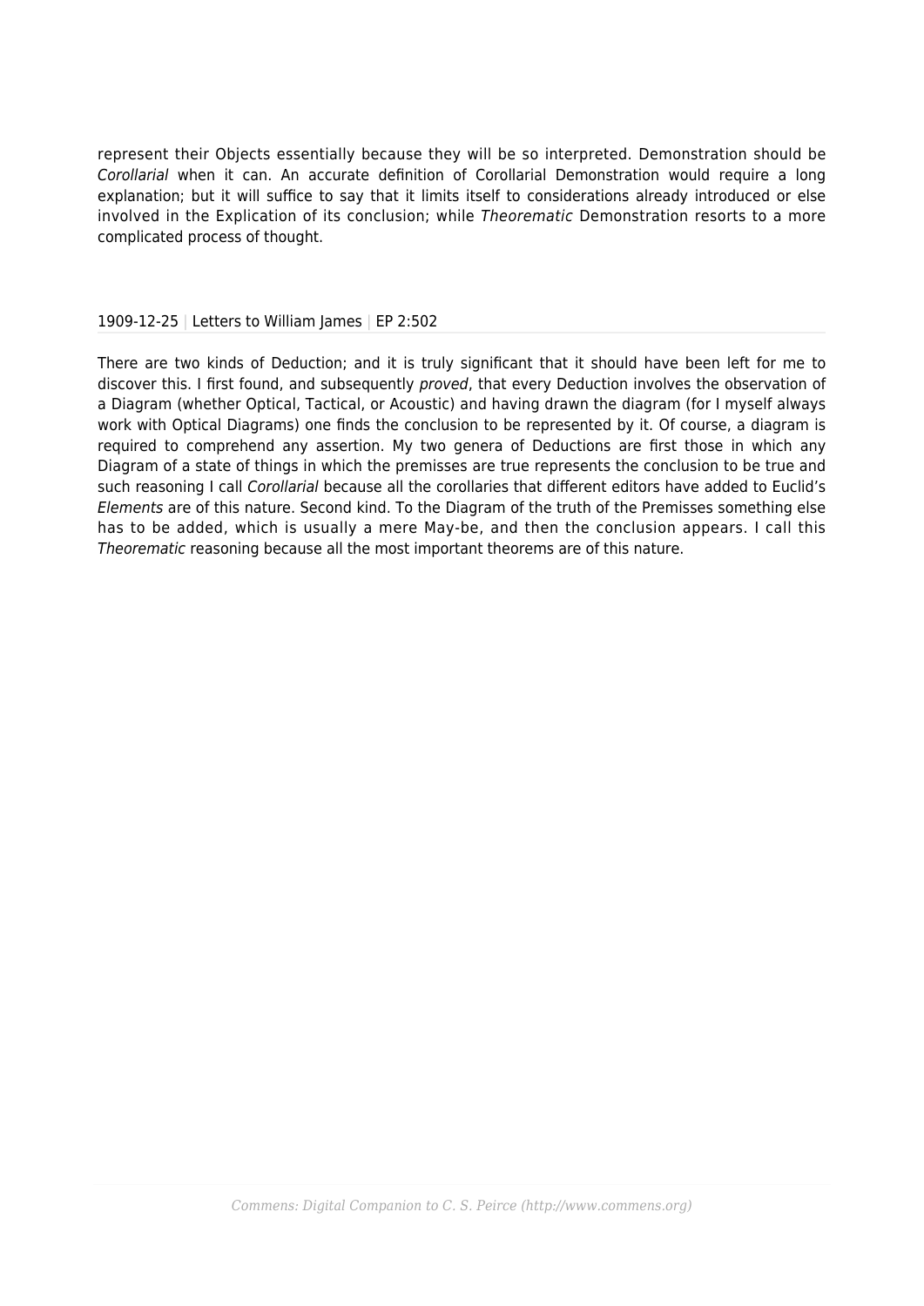represent their Objects essentially because they will be so interpreted. Demonstration should be *Corollarial* when it can. An accurate definition of Corollarial Demonstration would require a long explanation; but it will suffice to say that it limits itself to considerations already introduced or else involved in the Explication of its conclusion; while *Theorematic* Demonstration resorts to a more complicated process of thought.

1909-12-25 | Letters to William James | EP 2:502

There are two kinds of Deduction; and it is truly significant that it should have been left for me to discover this. I first found, and subsequently *proved*, that every Deduction involves the observation of a Diagram (whether Optical, Tactical, or Acoustic) and having drawn the diagram (for I myself always work with Optical Diagrams) one finds the conclusion to be represented by it. Of course, a diagram is required to comprehend any assertion. My two genera of Deductions are first those in which any Diagram of a state of things in which the premisses are true represents the conclusion to be true and such reasoning I call *Corollarial* because all the corollaries that different editors have added to Euclid's *Elements* are of this nature. Second kind. To the Diagram of the truth of the Premisses something else has to be added, which is usually a mere May-be, and then the conclusion appears. I call this *Theorematic* reasoning because all the most important theorems are of this nature.